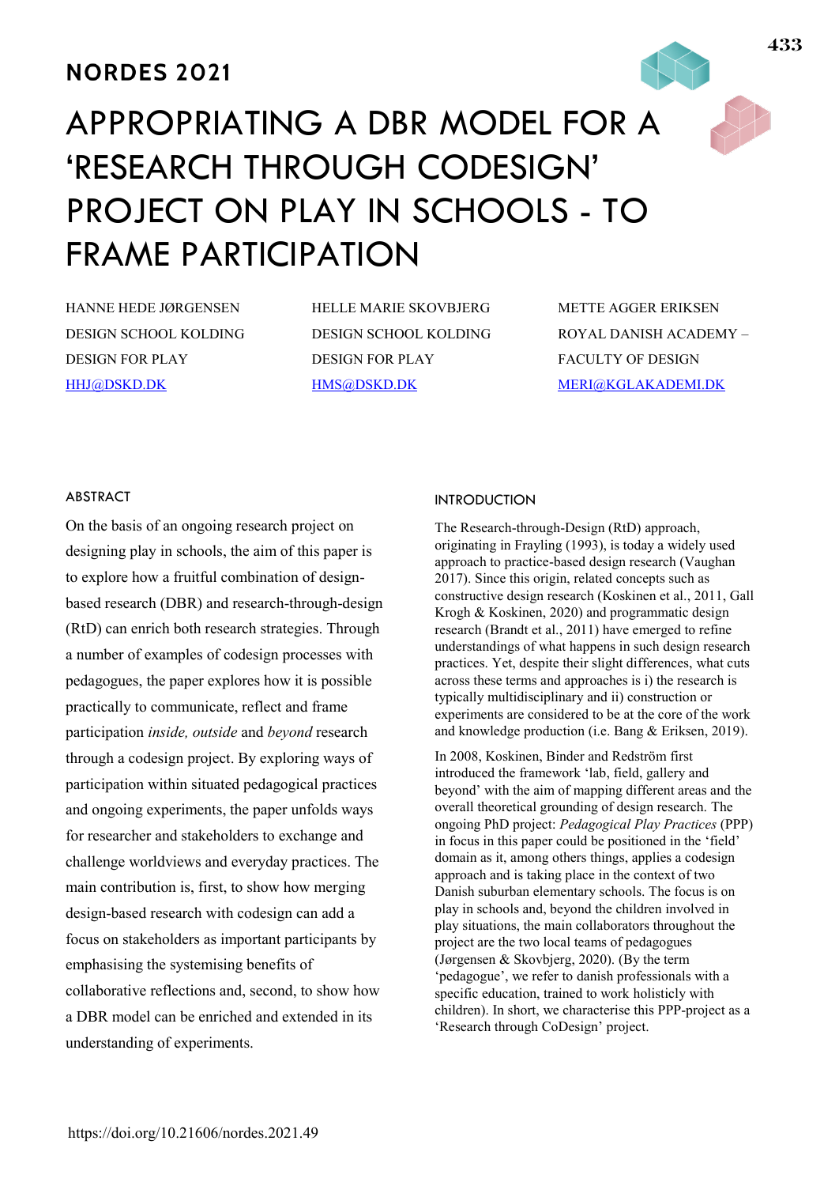NORDES 2021

# APPROPRIATING A DBR MODEL FOR A 'RESEARCH THROUGH CODESIGN' PROJECT ON PLAY IN SCHOOLS - TO FRAME PARTICIPATION

HANNE HEDE JØRGENSEN
DESIGN SCHOOL KOLDING
DESIGN FOR PLAY
HHJ@DSKD.DK

HELLE MARIE SKOVBJERG
DESIGN SCHOOL KOLDING
DESIGN FOR PLAY
HMS@DSKD.DK

METTE AGGER ERIKSEN
ROYAL DANISH ACADEMY – FACULTY OF DESIGN
MERI@KGLAKADEMI.DK

## ABSTRACT

On the basis of an ongoing research project on designing play in schools, the aim of this paper is to explore how a fruitful combination of design-based research (DBR) and research-through-design (RtD) can enrich both research strategies. Through a number of examples of codesign processes with pedagogues, the paper explores how it is possible practically to communicate, reflect and frame participation *inside, outside* and *beyond* research through a codesign project. By exploring ways of participation within situated pedagogical practices and ongoing experiments, the paper unfolds ways for researcher and stakeholders to exchange and challenge worldviews and everyday practices. The main contribution is, first, to show how merging design-based research with codesign can add a focus on stakeholders as important participants by emphasising the systemising benefits of collaborative reflections and, second, to show how a DBR model can be enriched and extended in its understanding of experiments.

## INTRODUCTION

The Research-through-Design (RtD) approach, originating in Frayling (1993), is today a widely used approach to practice-based design research (Vaughan 2017). Since this origin, related concepts such as constructive design research (Koskinen et al., 2011, Gall Krogh & Koskinen, 2020) and programmatic design research (Brandt et al., 2011) have emerged to refine understandings of what happens in such design research practices. Yet, despite their slight differences, what cuts across these terms and approaches is i) the research is typically multidisciplinary and ii) construction or experiments are considered to be at the core of the work and knowledge production (i.e. Bang & Eriksen, 2019).

In 2008, Koskinen, Binder and Redström first introduced the framework 'lab, field, gallery and beyond' with the aim of mapping different areas and the overall theoretical grounding of design research. The ongoing PhD project: *Pedagogical Play Practices* (PPP) in focus in this paper could be positioned in the 'field' domain as it, among others things, applies a codesign approach and is taking place in the context of two Danish suburban elementary schools. The focus is on play in schools and, beyond the children involved in play situations, the main collaborators throughout the project are the two local teams of pedagogues (Jørgensen & Skovbjerg, 2020). (By the term 'pedagogue', we refer to danish professionals with a specific education, trained to work holistically with children). In short, we characterise this PPP-project as a 'Research through CoDesign' project.

https://doi.org/10.21606/nordes.2021.49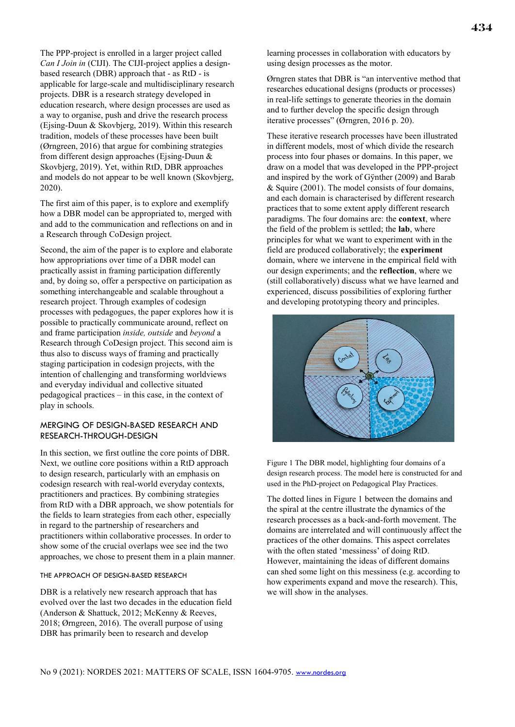The PPP-project is enrolled in a larger project called *Can I Join in* (CIJI). The CIJI-project applies a design-based research (DBR) approach that - as RtD - is applicable for large-scale and multidisciplinary research projects. DBR is a research strategy developed in education research, where design processes are used as a way to organise, push and drive the research process (Ejsing-Duun & Skovbjerg, 2019). Within this research tradition, models of these processes have been built (Ørngreen, 2016) that argue for combining strategies from different design approaches (Ejsing-Duun & Skovbjerg, 2019). Yet, within RtD, DBR approaches and models do not appear to be well known (Skovbjerg, 2020).

The first aim of this paper, is to explore and exemplify how a DBR model can be appropriated to, merged with and add to the communication and reflections on and in a Research through CoDesign project.

Second, the aim of the paper is to explore and elaborate how appropriations over time of a DBR model can practically assist in framing participation differently and, by doing so, offer a perspective on participation as something interchangeable and scalable throughout a research project. Through examples of codesign processes with pedagogues, the paper explores how it is possible to practically communicate around, reflect on and frame participation *inside, outside* and *beyond* a Research through CoDesign project. This second aim is thus also to discuss ways of framing and practically staging participation in codesign projects, with the intention of challenging and transforming worldviews and everyday individual and collective situated pedagogical practices – in this case, in the context of play in schools.

## MERGING OF DESIGN-BASED RESEARCH AND RESEARCH-THROUGH-DESIGN

In this section, we first outline the core points of DBR. Next, we outline core positions within a RtD approach to design research, particularly with an emphasis on codesign research with real-world everyday contexts, practitioners and practices. By combining strategies from RtD with a DBR approach, we show potentials for the fields to learn strategies from each other, especially in regard to the partnership of researchers and practitioners within collaborative processes. In order to show some of the crucial overlaps wee see ind the two approaches, we chose to present them in a plain manner.

### THE APPROACH OF DESIGN-BASED RESEARCH

DBR is a relatively new research approach that has evolved over the last two decades in the education field (Anderson & Shattuck, 2012; McKenny & Reeves, 2018; Ørngreen, 2016). The overall purpose of using DBR has primarily been to research and develop learning processes in collaboration with educators by using design processes as the motor.

Ørngren states that DBR is "an interventive method that researches educational designs (products or processes) in real-life settings to generate theories in the domain and to further develop the specific design through iterative processes" (Ørngren, 2016 p. 20).

These iterative research processes have been illustrated in different models, most of which divide the research process into four phases or domains. In this paper, we draw on a model that was developed in the PPP-project and inspired by the work of Gÿnther (2009) and Barab & Squire (2001). The model consists of four domains, and each domain is characterised by different research practices that to some extent apply different research paradigms. The four domains are: the **context**, where the field of the problem is settled; the **lab**, where principles for what we want to experiment with in the field are produced collaboratively; the **experiment** domain, where we intervene in the empirical field with our design experiments; and the **reflection**, where we (still collaboratively) discuss what we have learned and experienced, discuss possibilities of exploring further and developing prototyping theory and principles.

Figure 1 The DBR model, highlighting four domains of a design research process. The model here is constructed for and used in the PhD-project on Pedagogical Play Practices.

The dotted lines in Figure 1 between the domains and the spiral at the centre illustrate the dynamics of the research processes as a back-and-forth movement. The domains are interrelated and will continuously affect the practices of the other domains. This aspect correlates with the often stated 'messiness' of doing RtD. However, maintaining the ideas of different domains can shed some light on this messiness (e.g. according to how experiments expand and move the research). This, we will show in the analyses.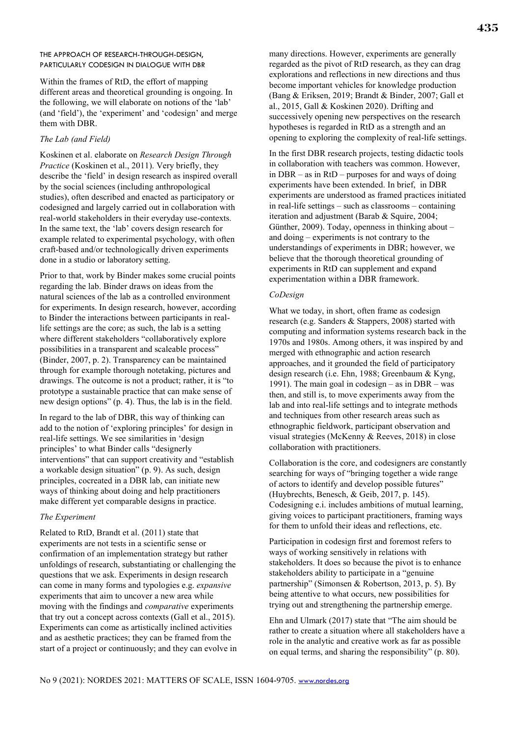## THE APPROACH OF RESEARCH-THROUGH-DESIGN, PARTICULARLY CODESIGN IN DIALOGUE WITH DBR

Within the frames of RtD, the effort of mapping different areas and theoretical grounding is ongoing. In the following, we will elaborate on notions of the 'lab' (and 'field'), the 'experiment' and 'codesign' and merge them with DBR.

### *The Lab (and Field)*

Koskinen et al. elaborate on *Research Design Through Practice* (Koskinen et al., 2011). Very briefly, they describe the 'field' in design research as inspired overall by the social sciences (including anthropological studies), often described and enacted as participatory or codesigned and largely carried out in collaboration with real-world stakeholders in their everyday use-contexts. In the same text, the 'lab' covers design research for example related to experimental psychology, with often craft-based and/or technologically driven experiments done in a studio or laboratory setting.

Prior to that, work by Binder makes some crucial points regarding the lab. Binder draws on ideas from the natural sciences of the lab as a controlled environment for experiments. In design research, however, according to Binder the interactions between participants in real-life settings are the core; as such, the lab is a setting where different stakeholders "collaboratively explore possibilities in a transparent and scaleable process" (Binder, 2007, p. 2). Transparency can be maintained through for example thorough notetaking, pictures and drawings. The outcome is not a product; rather, it is "to prototype a sustainable practice that can make sense of new design options" (p. 4). Thus, the lab is in the field.

In regard to the lab of DBR, this way of thinking can add to the notion of 'exploring principles' for design in real-life settings. We see similarities in 'design principles' to what Binder calls "designerly interventions" that can support creativity and "establish a workable design situation" (p. 9). As such, design principles, cocreated in a DBR lab, can initiate new ways of thinking about doing and help practitioners make different yet comparable designs in practice.

### *The Experiment*

Related to RtD, Brandt et al. (2011) state that experiments are not tests in a scientific sense or confirmation of an implementation strategy but rather unfoldings of research, substantiating or challenging the questions that we ask. Experiments in design research can come in many forms and typologies e.g. *expansive* experiments that aim to uncover a new area while moving with the findings and *comparative* experiments that try out a concept across contexts (Gall et al., 2015). Experiments can come as artistically inclined activities and as aesthetic practices; they can be framed from the start of a project or continuously; and they can evolve in many directions. However, experiments are generally regarded as the pivot of RtD research, as they can drag explorations and reflections in new directions and thus become important vehicles for knowledge production (Bang & Eriksen, 2019; Brandt & Binder, 2007; Gall et al., 2015, Gall & Koskinen 2020). Drifting and successively opening new perspectives on the research hypotheses is regarded in RtD as a strength and an opening to exploring the complexity of real-life settings.

In the first DBR research projects, testing didactic tools in collaboration with teachers was common. However, in DBR – as in RtD – purposes for and ways of doing experiments have been extended. In brief, in DBR experiments are understood as framed practices initiated in real-life settings – such as classrooms – containing iteration and adjustment (Barab & Squire, 2004; Günther, 2009). Today, openness in thinking about – and doing – experiments is not contrary to the understandings of experiments in DBR; however, we believe that the thorough theoretical grounding of experiments in RtD can supplement and expand experimentation within a DBR framework.

### *CoDesign*

What we today, in short, often frame as codesign research (e.g. Sanders & Stappers, 2008) started with computing and information systems research back in the 1970s and 1980s. Among others, it was inspired by and merged with ethnographic and action research approaches, and it grounded the field of participatory design research (i.e. Ehn, 1988; Greenbaum & Kyng, 1991). The main goal in codesign – as in DBR – was then, and still is, to move experiments away from the lab and into real-life settings and to integrate methods and techniques from other research areas such as ethnographic fieldwork, participant observation and visual strategies (McKenny & Reeves, 2018) in close collaboration with practitioners.

Collaboration is the core, and codesigners are constantly searching for ways of "bringing together a wide range of actors to identify and develop possible futures" (Huybrechts, Benesch, & Geib, 2017, p. 145). Codesigning e.i. includes ambitions of mutual learning, giving voices to participant practitioners, framing ways for them to unfold their ideas and reflections, etc.

Participation in codesign first and foremost refers to ways of working sensitively in relations with stakeholders. It does so because the pivot is to enhance stakeholders ability to participate in a "genuine partnership" (Simonsen & Robertson, 2013, p. 5). By being attentive to what occurs, new possibilities for trying out and strengthening the partnership emerge.

Ehn and Ulmark (2017) state that "The aim should be rather to create a situation where all stakeholders have a role in the analytic and creative work as far as possible on equal terms, and sharing the responsibility" (p. 80).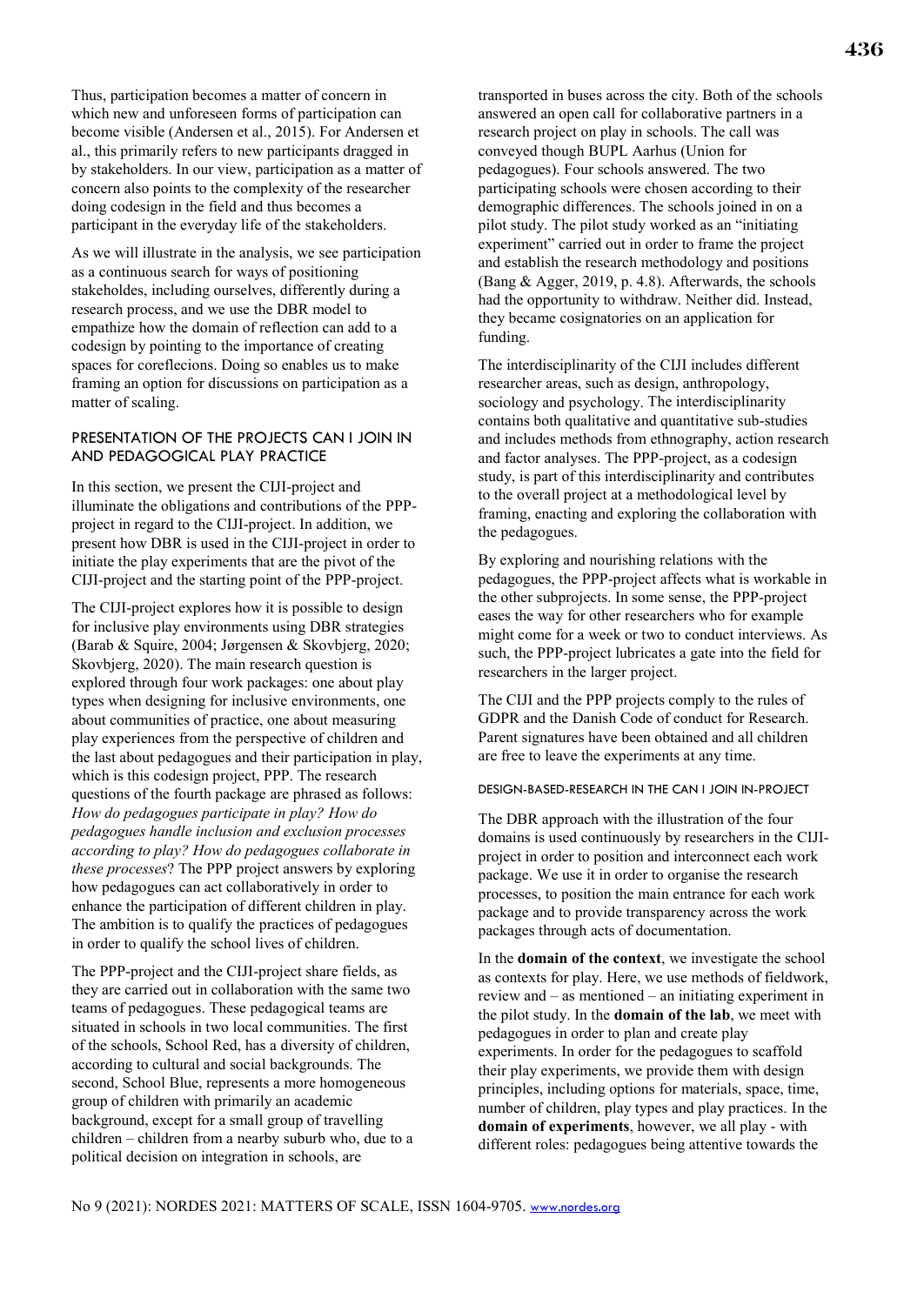Thus, participation becomes a matter of concern in which new and unforeseen forms of participation can become visible (Andersen et al., 2015). For Andersen et al., this primarily refers to new participants dragged in by stakeholders. In our view, participation as a matter of concern also points to the complexity of the researcher doing codesign in the field and thus becomes a participant in the everyday life of the stakeholders.

As we will illustrate in the analysis, we see participation as a continuous search for ways of positioning stakeholdes, including ourselves, differently during a research process, and we use the DBR model to empathize how the domain of reflection can add to a codesign by pointing to the importance of creating spaces for coreflecions. Doing so enables us to make framing an option for discussions on participation as a matter of scaling.

## PRESENTATION OF THE PROJECTS CAN I JOIN IN AND PEDAGOGICAL PLAY PRACTICE

In this section, we present the CIJI-project and illuminate the obligations and contributions of the PPP-project in regard to the CIJI-project. In addition, we present how DBR is used in the CIJI-project in order to initiate the play experiments that are the pivot of the CIJI-project and the starting point of the PPP-project.

The CIJI-project explores how it is possible to design for inclusive play environments using DBR strategies (Barab & Squire, 2004; Jørgensen & Skovbjerg, 2020; Skovbjerg, 2020). The main research question is explored through four work packages: one about play types when designing for inclusive environments, one about communities of practice, one about measuring play experiences from the perspective of children and the last about pedagogues and their participation in play, which is this codesign project, PPP. The research questions of the fourth package are phrased as follows: *How do pedagogues participate in play? How do pedagogues handle inclusion and exclusion processes according to play? How do pedagogues collaborate in these processes*? The PPP project answers by exploring how pedagogues can act collaboratively in order to enhance the participation of different children in play. The ambition is to qualify the practices of pedagogues in order to qualify the school lives of children.

The PPP-project and the CIJI-project share fields, as they are carried out in collaboration with the same two teams of pedagogues. These pedagogical teams are situated in schools in two local communities. The first of the schools, School Red, has a diversity of children, according to cultural and social backgrounds. The second, School Blue, represents a more homogeneous group of children with primarily an academic background, except for a small group of travelling children – children from a nearby suburb who, due to a political decision on integration in schools, are transported in buses across the city. Both of the schools answered an open call for collaborative partners in a research project on play in schools. The call was conveyed though BUPL Aarhus (Union for pedagogues). Four schools answered. The two participating schools were chosen according to their demographic differences. The schools joined in on a pilot study. The pilot study worked as an "initiating experiment" carried out in order to frame the project and establish the research methodology and positions (Bang & Agger, 2019, p. 4.8). Afterwards, the schools had the opportunity to withdraw. Neither did. Instead, they became cosignatories on an application for funding.

The interdisciplinarity of the CIJI includes different researcher areas, such as design, anthropology, sociology and psychology. The interdisciplinarity contains both qualitative and quantitative sub-studies and includes methods from ethnography, action research and factor analyses. The PPP-project, as a codesign study, is part of this interdisciplinarity and contributes to the overall project at a methodological level by framing, enacting and exploring the collaboration with the pedagogues.

By exploring and nourishing relations with the pedagogues, the PPP-project affects what is workable in the other subprojects. In some sense, the PPP-project eases the way for other researchers who for example might come for a week or two to conduct interviews. As such, the PPP-project lubricates a gate into the field for researchers in the larger project.

The CIJI and the PPP projects comply to the rules of GDPR and the Danish Code of conduct for Research. Parent signatures have been obtained and all children are free to leave the experiments at any time.

### DESIGN-BASED-RESEARCH IN THE CAN I JOIN IN-PROJECT

The DBR approach with the illustration of the four domains is used continuously by researchers in the CIJI-project in order to position and interconnect each work package. We use it in order to organise the research processes, to position the main entrance for each work package and to provide transparency across the work packages through acts of documentation.

In the **domain of the context**, we investigate the school as contexts for play. Here, we use methods of fieldwork, review and – as mentioned – an initiating experiment in the pilot study. In the **domain of the lab**, we meet with pedagogues in order to plan and create play experiments. In order for the pedagogues to scaffold their play experiments, we provide them with design principles, including options for materials, space, time, number of children, play types and play practices. In the **domain of experiments**, however, we all play - with different roles: pedagogues being attentive towards the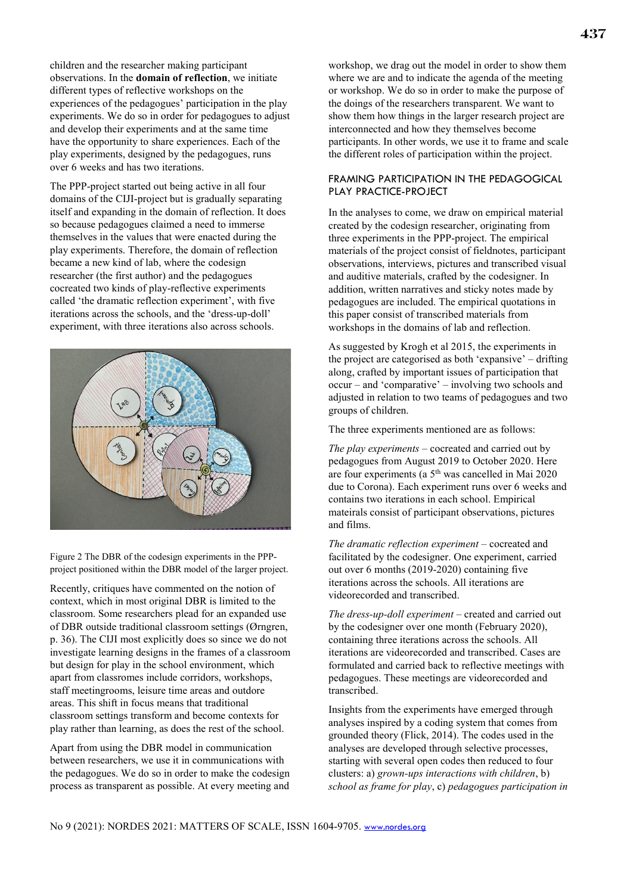children and the researcher making participant observations. In the **domain of reflection**, we initiate different types of reflective workshops on the experiences of the pedagogues' participation in the play experiments. We do so in order for pedagogues to adjust and develop their experiments and at the same time have the opportunity to share experiences. Each of the play experiments, designed by the pedagogues, runs over 6 weeks and has two iterations.

The PPP-project started out being active in all four domains of the CIJI-project but is gradually separating itself and expanding in the domain of reflection. It does so because pedagogues claimed a need to immerse themselves in the values that were enacted during the play experiments. Therefore, the domain of reflection became a new kind of lab, where the codesign researcher (the first author) and the pedagogues cocreated two kinds of play-reflective experiments called 'the dramatic reflection experiment', with five iterations across the schools, and the 'dress-up-doll' experiment, with three iterations also across schools.

Figure 2 The DBR of the codesign experiments in the PPP-project positioned within the DBR model of the larger project.

Recently, critiques have commented on the notion of context, which in most original DBR is limited to the classroom. Some researchers plead for an expanded use of DBR outside traditional classroom settings (Ørngren, p. 36). The CIJI most explicitly does so since we do not investigate learning designs in the frames of a classroom but design for play in the school environment, which apart from classromes include corridors, workshops, staff meetingrooms, leisure time areas and outdore areas. This shift in focus means that traditional classroom settings transform and become contexts for play rather than learning, as does the rest of the school.

Apart from using the DBR model in communication between researchers, we use it in communications with the pedagogues. We do so in order to make the codesign process as transparent as possible. At every meeting and workshop, we drag out the model in order to show them where we are and to indicate the agenda of the meeting or workshop. We do so in order to make the purpose of the doings of the researchers transparent. We want to show them how things in the larger research project are interconnected and how they themselves become participants. In other words, we use it to frame and scale the different roles of participation within the project.

## FRAMING PARTICIPATION IN THE PEDAGOGICAL PLAY PRACTICE-PROJECT

In the analyses to come, we draw on empirical material created by the codesign researcher, originating from three experiments in the PPP-project. The empirical materials of the project consist of fieldnotes, participant observations, interviews, pictures and transcribed visual and auditive materials, crafted by the codesigner. In addition, written narratives and sticky notes made by pedagogues are included. The empirical quotations in this paper consist of transcribed materials from workshops in the domains of lab and reflection.

As suggested by Krogh et al 2015, the experiments in the project are categorised as both 'expansive' – drifting along, crafted by important issues of participation that occur – and 'comparative' – involving two schools and adjusted in relation to two teams of pedagogues and two groups of children.

The three experiments mentioned are as follows:

*The play experiments* – cocreated and carried out by pedagogues from August 2019 to October 2020. Here are four experiments (a 5th was cancelled in Mai 2020 due to Corona). Each experiment runs over 6 weeks and contains two iterations in each school. Empirical mateirals consist of participant observations, pictures and films.

*The dramatic reflection experiment* – cocreated and facilitated by the codesigner. One experiment, carried out over 6 months (2019-2020) containing five iterations across the schools. All iterations are videorecorded and transcribed.

*The dress-up-doll experiment* – created and carried out by the codesigner over one month (February 2020), containing three iterations across the schools. All iterations are videorecorded and transcribed. Cases are formulated and carried back to reflective meetings with pedagogues. These meetings are videorecorded and transcribed.

Insights from the experiments have emerged through analyses inspired by a coding system that comes from grounded theory (Flick, 2014). The codes used in the analyses are developed through selective processes, starting with several open codes then reduced to four clusters: a) *grown-ups interactions with children*, b) *school as frame for play*, c) *pedagogues participation in*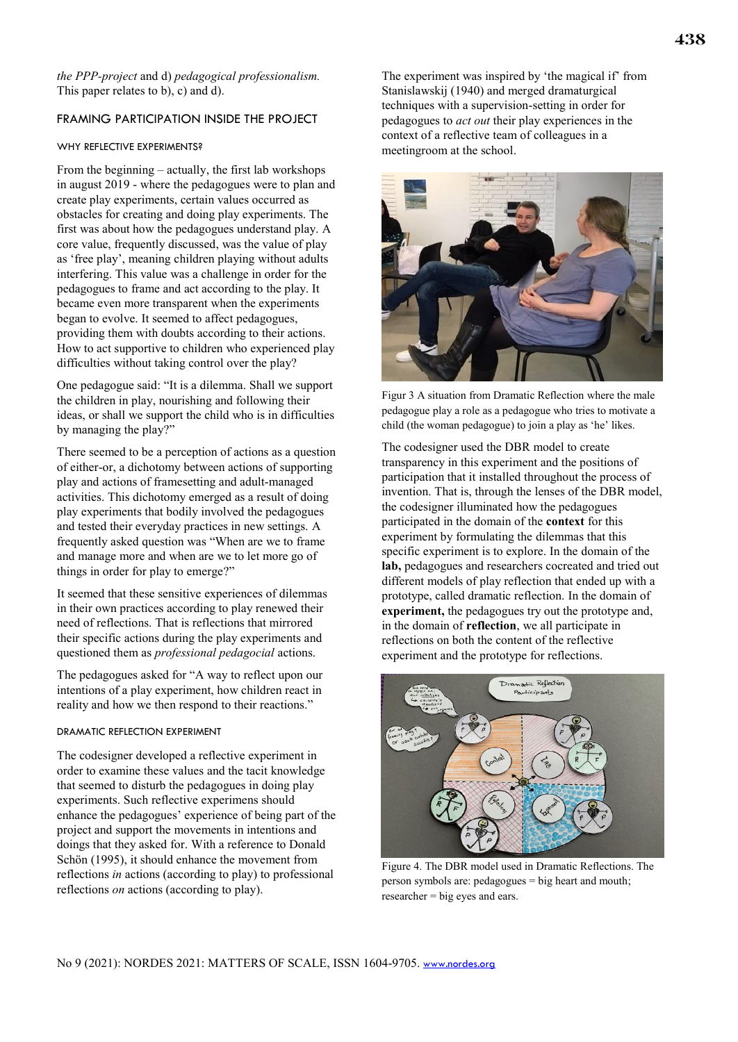*the PPP-project* and d) *pedagogical professionalism.* This paper relates to b), c) and d).

## FRAMING PARTICIPATION INSIDE THE PROJECT

### WHY REFLECTIVE EXPERIMENTS?

From the beginning – actually, the first lab workshops in august 2019 - where the pedagogues were to plan and create play experiments, certain values occurred as obstacles for creating and doing play experiments. The first was about how the pedagogues understand play. A core value, frequently discussed, was the value of play as 'free play', meaning children playing without adults interfering. This value was a challenge in order for the pedagogues to frame and act according to the play. It became even more transparent when the experiments began to evolve. It seemed to affect pedagogues, providing them with doubts according to their actions. How to act supportive to children who experienced play difficulties without taking control over the play?

One pedagogue said: "It is a dilemma. Shall we support the children in play, nourishing and following their ideas, or shall we support the child who is in difficulties by managing the play?"

There seemed to be a perception of actions as a question of either-or, a dichotomy between actions of supporting play and actions of framesetting and adult-managed activities. This dichotomy emerged as a result of doing play experiments that bodily involved the pedagogues and tested their everyday practices in new settings. A frequently asked question was "When are we to frame and manage more and when are we to let more go of things in order for play to emerge?"

It seemed that these sensitive experiences of dilemmas in their own practices according to play renewed their need of reflections. That is reflections that mirrored their specific actions during the play experiments and questioned them as *professional pedagocial* actions.

The pedagogues asked for "A way to reflect upon our intentions of a play experiment, how children react in reality and how we then respond to their reactions."

### DRAMATIC REFLECTION EXPERIMENT

The codesigner developed a reflective experiment in order to examine these values and the tacit knowledge that seemed to disturb the pedagogues in doing play experiments. Such reflective experiments should enhance the pedagogues' experience of being part of the project and support the movements in intentions and doings that they asked for. With a reference to Donald Schön (1995), it should enhance the movement from reflections *in* actions (according to play) to professional reflections *on* actions (according to play).

The experiment was inspired by 'the magical if' from Stanislawskij (1940) and merged dramaturgical techniques with a supervision-setting in order for pedagogues to *act out* their play experiences in the context of a reflective team of colleagues in a meetingroom at the school.

Figur 3 A situation from Dramatic Reflection where the male pedagogue play a role as a pedagogue who tries to motivate a child (the woman pedagogue) to join a play as 'he' likes.

The codesigner used the DBR model to create transparency in this experiment and the positions of participation that it installed throughout the process of invention. That is, through the lenses of the DBR model, the codesigner illuminated how the pedagogues participated in the domain of the **context** for this experiment by formulating the dilemmas that this specific experiment is to explore. In the domain of the **lab,** pedagogues and researchers cocreated and tried out different models of play reflection that ended up with a prototype, called dramatic reflection. In the domain of **experiment,** the pedagogues try out the prototype and, in the domain of **reflection**, we all participate in reflections on both the content of the reflective experiment and the prototype for reflections.

Figure 4. The DBR model used in Dramatic Reflections. The person symbols are: pedagogues = big heart and mouth; researcher = big eyes and ears.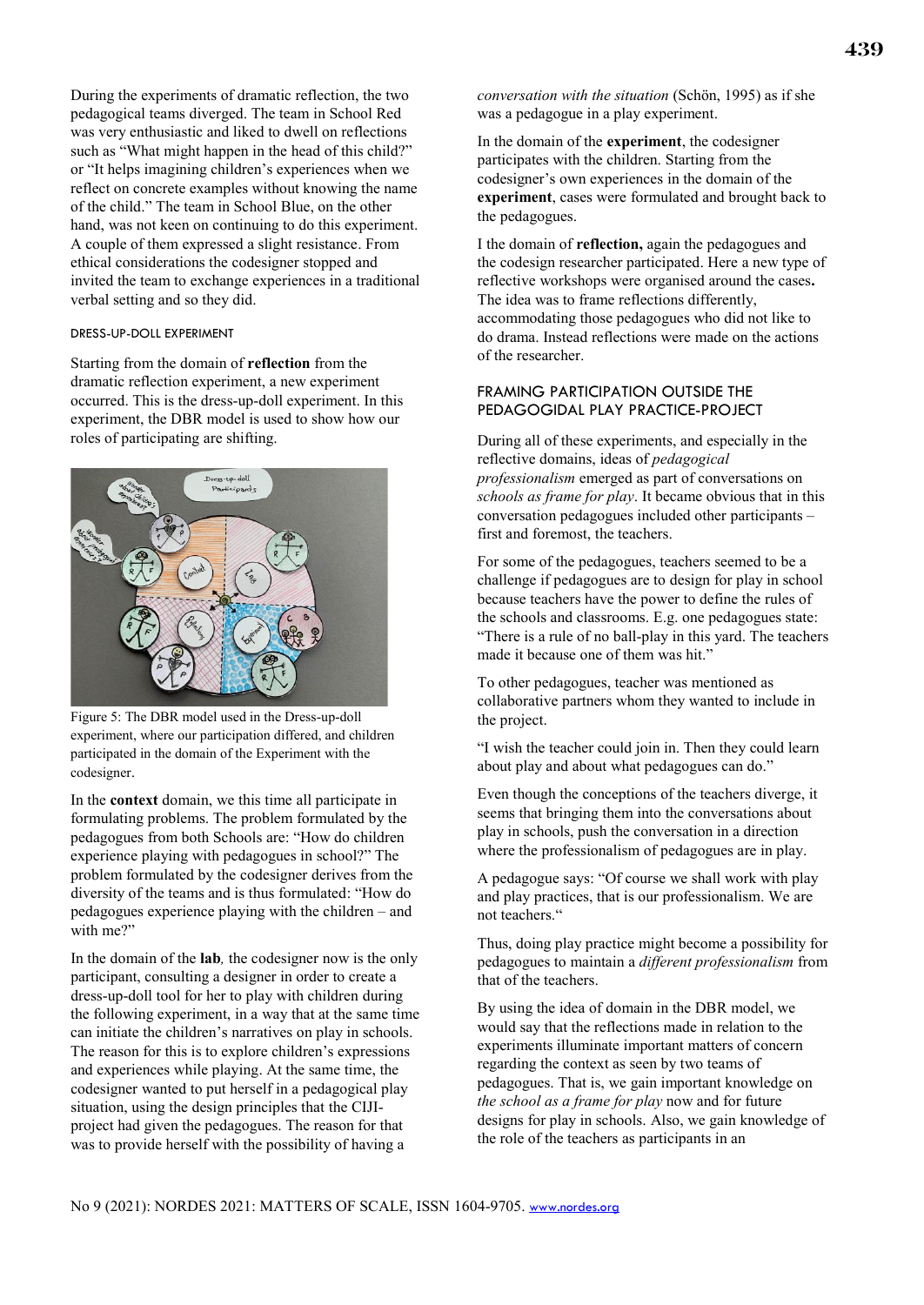During the experiments of dramatic reflection, the two pedagogical teams diverged. The team in School Red was very enthusiastic and liked to dwell on reflections such as "What might happen in the head of this child?" or "It helps imagining children's experiences when we reflect on concrete examples without knowing the name of the child." The team in School Blue, on the other hand, was not keen on continuing to do this experiment. A couple of them expressed a slight resistance. From ethical considerations the codesigner stopped and invited the team to exchange experiences in a traditional verbal setting and so they did.

### DRESS-UP-DOLL EXPERIMENT

Starting from the domain of **reflection** from the dramatic reflection experiment, a new experiment occurred. This is the dress-up-doll experiment. In this experiment, the DBR model is used to show how our roles of participating are shifting.

Figure 5: The DBR model used in the Dress-up-doll experiment, where our participation differed, and children participated in the domain of the Experiment with the codesigner.

In the **context** domain, we this time all participate in formulating problems. The problem formulated by the pedagogues from both Schools are: "How do children experience playing with pedagogues in school?" The problem formulated by the codesigner derives from the diversity of the teams and is thus formulated: "How do pedagogues experience playing with the children – and with me?"

In the domain of the **lab***,* the codesigner now is the only participant, consulting a designer in order to create a dress-up-doll tool for her to play with children during the following experiment, in a way that at the same time can initiate the children's narratives on play in schools. The reason for this is to explore children's expressions and experiences while playing. At the same time, the codesigner wanted to put herself in a pedagogical play situation, using the design principles that the CIJI-project had given the pedagogues. The reason for that was to provide herself with the possibility of having a *conversation with the situation* (Schön, 1995) as if she was a pedagogue in a play experiment.

In the domain of the **experiment**, the codesigner participates with the children. Starting from the codesigner's own experiences in the domain of the **experiment**, cases were formulated and brought back to the pedagogues.

I the domain of **reflection,** again the pedagogues and the codesign researcher participated. Here a new type of reflective workshops were organised around the cases**.** The idea was to frame reflections differently, accommodating those pedagogues who did not like to do drama. Instead reflections were made on the actions of the researcher.

## FRAMING PARTICIPATION OUTSIDE THE PEDAGOGIDAL PLAY PRACTICE-PROJECT

During all of these experiments, and especially in the reflective domains, ideas of *pedagogical professionalism* emerged as part of conversations on *schools as frame for play*. It became obvious that in this conversation pedagogues included other participants – first and foremost, the teachers.

For some of the pedagogues, teachers seemed to be a challenge if pedagogues are to design for play in school because teachers have the power to define the rules of the schools and classrooms. E.g. one pedagogues state: "There is a rule of no ball-play in this yard. The teachers made it because one of them was hit."

To other pedagogues, teacher was mentioned as collaborative partners whom they wanted to include in the project.

"I wish the teacher could join in. Then they could learn about play and about what pedagogues can do."

Even though the conceptions of the teachers diverge, it seems that bringing them into the conversations about play in schools, push the conversation in a direction where the professionalism of pedagogues are in play.

A pedagogue says: "Of course we shall work with play and play practices, that is our professionalism. We are not teachers."

Thus, doing play practice might become a possibility for pedagogues to maintain a *different professionalism* from that of the teachers.

By using the idea of domain in the DBR model, we would say that the reflections made in relation to the experiments illuminate important matters of concern regarding the context as seen by two teams of pedagogues. That is, we gain important knowledge on *the school as a frame for play* now and for future designs for play in schools. Also, we gain knowledge of the role of the teachers as participants in an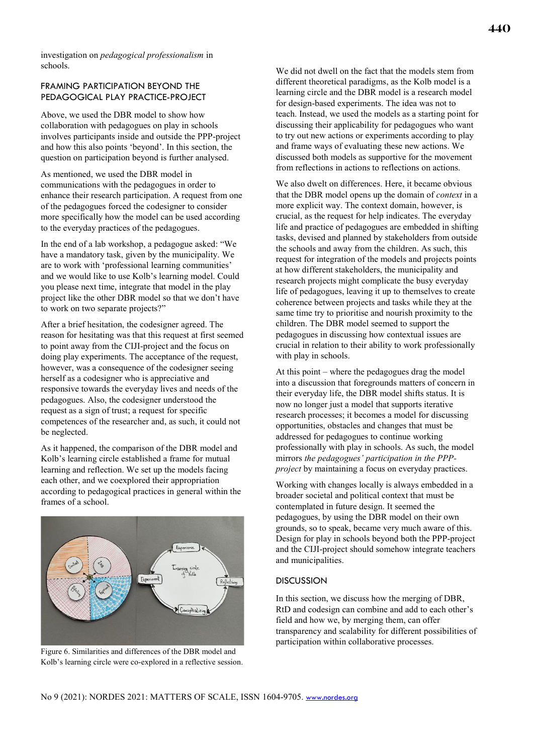investigation on *pedagogical professionalism* in schools.

## FRAMING PARTICIPATION BEYOND THE PEDAGOGICAL PLAY PRACTICE-PROJECT

Above, we used the DBR model to show how collaboration with pedagogues on play in schools involves participants inside and outside the PPP-project and how this also points 'beyond'. In this section, the question on participation beyond is further analysed.

As mentioned, we used the DBR model in communications with the pedagogues in order to enhance their research participation. A request from one of the pedagogues forced the codesigner to consider more specifically how the model can be used according to the everyday practices of the pedagogues.

In the end of a lab workshop, a pedagogue asked: "We have a mandatory task, given by the municipality. We are to work with 'professional learning communities' and we would like to use Kolb's learning model. Could you please next time, integrate that model in the play project like the other DBR model so that we don't have to work on two separate projects?"

After a brief hesitation, the codesigner agreed. The reason for hesitating was that this request at first seemed to point away from the CIJI-project and the focus on doing play experiments. The acceptance of the request, however, was a consequence of the codesigner seeing herself as a codesigner who is appreciative and responsive towards the everyday lives and needs of the pedagogues. Also, the codesigner understood the request as a sign of trust; a request for specific competences of the researcher and, as such, it could not be neglected.

As it happened, the comparison of the DBR model and Kolb's learning circle established a frame for mutual learning and reflection. We set up the models facing each other, and we coexplored their appropriation according to pedagogical practices in general within the frames of a school.

Figure 6. Similarities and differences of the DBR model and Kolb's learning circle were co-explored in a reflective session.

We did not dwell on the fact that the models stem from different theoretical paradigms, as the Kolb model is a learning circle and the DBR model is a research model for design-based experiments. The idea was not to teach. Instead, we used the models as a starting point for discussing their applicability for pedagogues who want to try out new actions or experiments according to play and frame ways of evaluating these new actions. We discussed both models as supportive for the movement from reflections in actions to reflections on actions.

We also dwelt on differences. Here, it became obvious that the DBR model opens up the domain of *context* in a more explicit way. The context domain, however, is crucial, as the request for help indicates. The everyday life and practice of pedagogues are embedded in shifting tasks, devised and planned by stakeholders from outside the schools and away from the children. As such, this request for integration of the models and projects points at how different stakeholders, the municipality and research projects might complicate the busy everyday life of pedagogues, leaving it up to themselves to create coherence between projects and tasks while they at the same time try to prioritise and nourish proximity to the children. The DBR model seemed to support the pedagogues in discussing how contextual issues are crucial in relation to their ability to work professionally with play in schools.

At this point – where the pedagogues drag the model into a discussion that foregrounds matters of concern in their everyday life, the DBR model shifts status. It is now no longer just a model that supports iterative research processes; it becomes a model for discussing opportunities, obstacles and changes that must be addressed for pedagogues to continue working professionally with play in schools. As such, the model mirrors *the pedagogues' participation in the PPP-project* by maintaining a focus on everyday practices.

Working with changes locally is always embedded in a broader societal and political context that must be contemplated in future design. It seemed the pedagogues, by using the DBR model on their own grounds, so to speak, became very much aware of this. Design for play in schools beyond both the PPP-project and the CIJI-project should somehow integrate teachers and municipalities.

## DISCUSSION

In this section, we discuss how the merging of DBR, RtD and codesign can combine and add to each other's field and how we, by merging them, can offer transparency and scalability for different possibilities of participation within collaborative processes.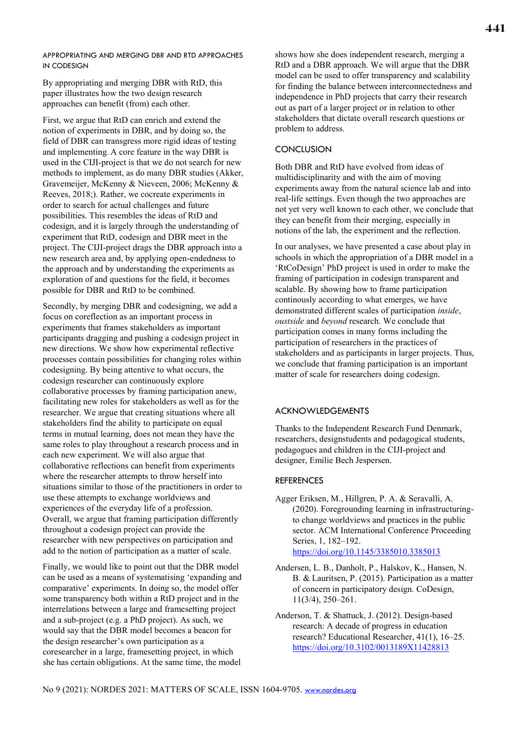### APPROPRIATING AND MERGING DBR AND RTD APPROACHES IN CODESIGN

By appropriating and merging DBR with RtD, this paper illustrates how the two design research approaches can benefit (from) each other.

First, we argue that RtD can enrich and extend the notion of experiments in DBR, and by doing so, the field of DBR can transgress more rigid ideas of testing and implementing. A core feature in the way DBR is used in the CIJI-project is that we do not search for new methods to implement, as do many DBR studies (Akker, Gravemeijer, McKenny & Nieveen, 2006; McKenny & Reeves, 2018;). Rather, we cocreate experiments in order to search for actual challenges and future possibilities. This resembles the ideas of RtD and codesign, and it is largely through the understanding of experiment that RtD, codesign and DBR meet in the project. The CIJI-project drags the DBR approach into a new research area and, by applying open-endedness to the approach and by understanding the experiments as exploration of and questions for the field, it becomes possible for DBR and RtD to be combined.

Secondly, by merging DBR and codesigning, we add a focus on coreflection as an important process in experiments that frames stakeholders as important participants dragging and pushing a codesign project in new directions. We show how experimental reflective processes contain possibilities for changing roles within codesigning. By being attentive to what occurs, the codesign researcher can continuously explore collaborative processes by framing participation anew, facilitating new roles for stakeholders as well as for the researcher. We argue that creating situations where all stakeholders find the ability to participate on equal terms in mutual learning, does not mean they have the same roles to play throughout a research process and in each new experiment. We will also argue that collaborative reflections can benefit from experiments where the researcher attempts to throw herself into situations similar to those of the practitioners in order to use these attempts to exchange worldviews and experiences of the everyday life of a profession. Overall, we argue that framing participation differently throughout a codesign project can provide the researcher with new perspectives on participation and add to the notion of participation as a matter of scale.

Finally, we would like to point out that the DBR model can be used as a means of systematising 'expanding and comparative' experiments. In doing so, the model offer some transparency both within a RtD project and in the interrelations between a large and framesetting project and a sub-project (e.g. a PhD project). As such, we would say that the DBR model becomes a beacon for the design researcher's own participation as a coresearcher in a large, framesetting project, in which she has certain obligations. At the same time, the model shows how she does independent research, merging a RtD and a DBR approach. We will argue that the DBR model can be used to offer transparency and scalability for finding the balance between interconnectedness and independence in PhD projects that carry their research out as part of a larger project or in relation to other stakeholders that dictate overall research questions or problem to address.

## CONCLUSION

Both DBR and RtD have evolved from ideas of multidisciplinarity and with the aim of moving experiments away from the natural science lab and into real-life settings. Even though the two approaches are not yet very well known to each other, we conclude that they can benefit from their merging, especially in notions of the lab, the experiment and the reflection.

In our analyses, we have presented a case about play in schools in which the appropriation of a DBR model in a 'RtCoDesign' PhD project is used in order to make the framing of participation in codesign transparent and scalable. By showing how to frame participation continously according to what emerges, we have demonstrated different scales of participation *inside*, *oustside* and *beyond* research. We conclude that participation comes in many forms including the participation of researchers in the practices of stakeholders and as participants in larger projects. Thus, we conclude that framing participation is an important matter of scale for researchers doing codesign.

## ACKNOWLEDGEMENTS

Thanks to the Independent Research Fund Denmark, researchers, designstudents and pedagogical students, pedagogues and children in the CIJI-project and designer, Emilie Bech Jespersen.

## REFERENCES

Agger Eriksen, M., Hillgren, P. A. & Seravalli, A. (2020). Foregrounding learning in infrastructuring- to change worldviews and practices in the public sector. ACM International Conference Proceeding Series, 1, 182–192. https://doi.org/10.1145/3385010.3385013

Andersen, L. B., Danholt, P., Halskov, K., Hansen, N. B. & Lauritsen, P. (2015). Participation as a matter of concern in participatory design. CoDesign, 11(3/4), 250–261.

Anderson, T. & Shattuck, J. (2012). Design-based research: A decade of progress in education research? Educational Researcher, 41(1), 16–25. https://doi.org/10.3102/0013189X11428813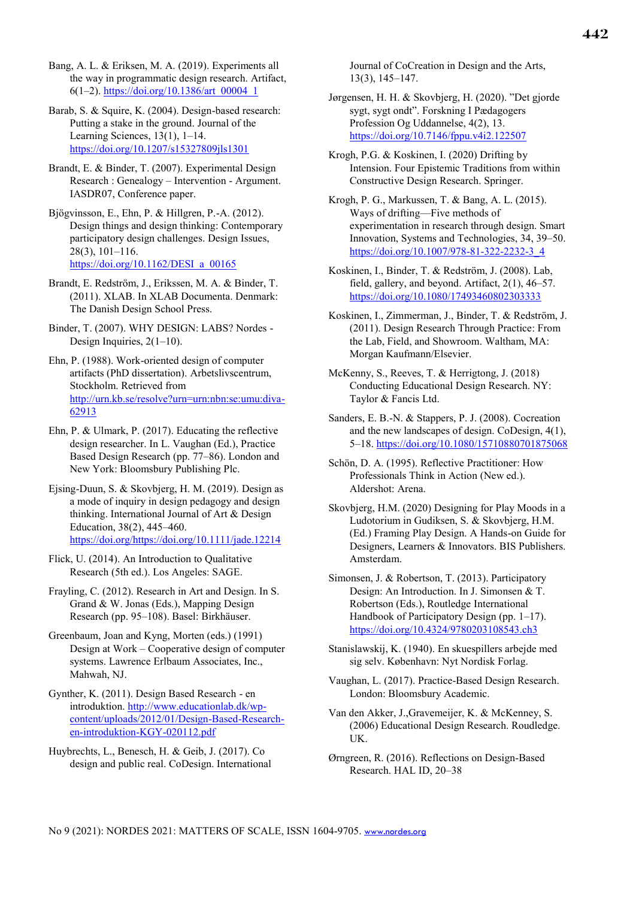Bang, A. L. & Eriksen, M. A. (2019). Experiments all the way in programmatic design research. Artifact, 6(1–2). https://doi.org/10.1386/art_00004_1

Barab, S. & Squire, K. (2004). Design-based research: Putting a stake in the ground. Journal of the Learning Sciences, 13(1), 1–14. https://doi.org/10.1207/s15327809jls1301

Brandt, E. & Binder, T. (2007). Experimental Design Research : Genealogy – Intervention - Argument. IASDR07, Conference paper.

Bjögvinsson, E., Ehn, P. & Hillgren, P.-A. (2012). Design things and design thinking: Contemporary participatory design challenges. Design Issues, 28(3), 101–116. https://doi.org/10.1162/DESI_a_00165

Brandt, E. Redström, J., Erikssen, M. A. & Binder, T. (2011). XLAB. In XLAB Documenta. Denmark: The Danish Design School Press.

Binder, T. (2007). WHY DESIGN: LABS? Nordes - Design Inquiries, 2(1–10).

Ehn, P. (1988). Work-oriented design of computer artifacts (PhD dissertation). Arbetslivscentrum, Stockholm. Retrieved from http://urn.kb.se/resolve?urn=urn:nbn:se:umu:diva-62913

Ehn, P. & Ulmark, P. (2017). Educating the reflective design researcher. In L. Vaughan (Ed.), Practice Based Design Research (pp. 77–86). London and New York: Bloomsbury Publishing Plc.

Ejsing-Duun, S. & Skovbjerg, H. M. (2019). Design as a mode of inquiry in design pedagogy and design thinking. International Journal of Art & Design Education, 38(2), 445–460. https://doi.org/https://doi.org/10.1111/jade.12214

Flick, U. (2014). An Introduction to Qualitative Research (5th ed.). Los Angeles: SAGE.

Frayling, C. (2012). Research in Art and Design. In S. Grand & W. Jonas (Eds.), Mapping Design Research (pp. 95–108). Basel: Birkhäuser.

Greenbaum, Joan and Kyng, Morten (eds.) (1991) Design at Work – Cooperative design of computer systems. Lawrence Erlbaum Associates, Inc., Mahwah, NJ.

Gynther, K. (2011). Design Based Research - en introduktion. http://www.educationlab.dk/wp-content/uploads/2012/01/Design-Based-Research-en-introduktion-KGY-020112.pdf

Huybrechts, L., Benesch, H. & Geib, J. (2017). Co design and public real. CoDesign. International Journal of CoCreation in Design and the Arts, 13(3), 145–147.

Jørgensen, H. H. & Skovbjerg, H. (2020). "Det gjorde sygt, sygt ondt". Forskning I Pædagogers Profession Og Uddannelse, 4(2), 13. https://doi.org/10.7146/fppu.v4i2.122507

Krogh, P.G. & Koskinen, I. (2020) Drifting by Intension. Four Epistemic Traditions from within Constructive Design Research. Springer.

Krogh, P. G., Markussen, T. & Bang, A. L. (2015). Ways of drifting—Five methods of experimentation in research through design. Smart Innovation, Systems and Technologies, 34, 39–50. https://doi.org/10.1007/978-81-322-2232-3_4

Koskinen, I., Binder, T. & Redström, J. (2008). Lab, field, gallery, and beyond. Artifact, 2(1), 46–57. https://doi.org/10.1080/17493460802303333

Koskinen, I., Zimmerman, J., Binder, T. & Redström, J. (2011). Design Research Through Practice: From the Lab, Field, and Showroom. Waltham, MA: Morgan Kaufmann/Elsevier.

McKenny, S., Reeves, T. & Herrigtong, J. (2018) Conducting Educational Design Research. NY: Taylor & Fancis Ltd.

Sanders, E. B.-N. & Stappers, P. J. (2008). Cocreation and the new landscapes of design. CoDesign, 4(1), 5–18. https://doi.org/10.1080/15710880701875068

Schön, D. A. (1995). Reflective Practitioner: How Professionals Think in Action (New ed.). Aldershot: Arena.

Skovbjerg, H.M. (2020) Designing for Play Moods in a Ludotorium in Gudiksen, S. & Skovbjerg, H.M. (Ed.) Framing Play Design. A Hands-on Guide for Designers, Learners & Innovators. BIS Publishers. Amsterdam.

Simonsen, J. & Robertson, T. (2013). Participatory Design: An Introduction. In J. Simonsen & T. Robertson (Eds.), Routledge International Handbook of Participatory Design (pp. 1–17). https://doi.org/10.4324/9780203108543.ch3

Stanislawskij, K. (1940). En skuespillers arbejde med sig selv. København: Nyt Nordisk Forlag.

Vaughan, L. (2017). Practice-Based Design Research. London: Bloomsbury Academic.

Van den Akker, J.,Gravemeijer, K. & McKenney, S. (2006) Educational Design Research. Roudledge. UK.

Ørngreen, R. (2016). Reflections on Design-Based Research. HAL ID, 20–38